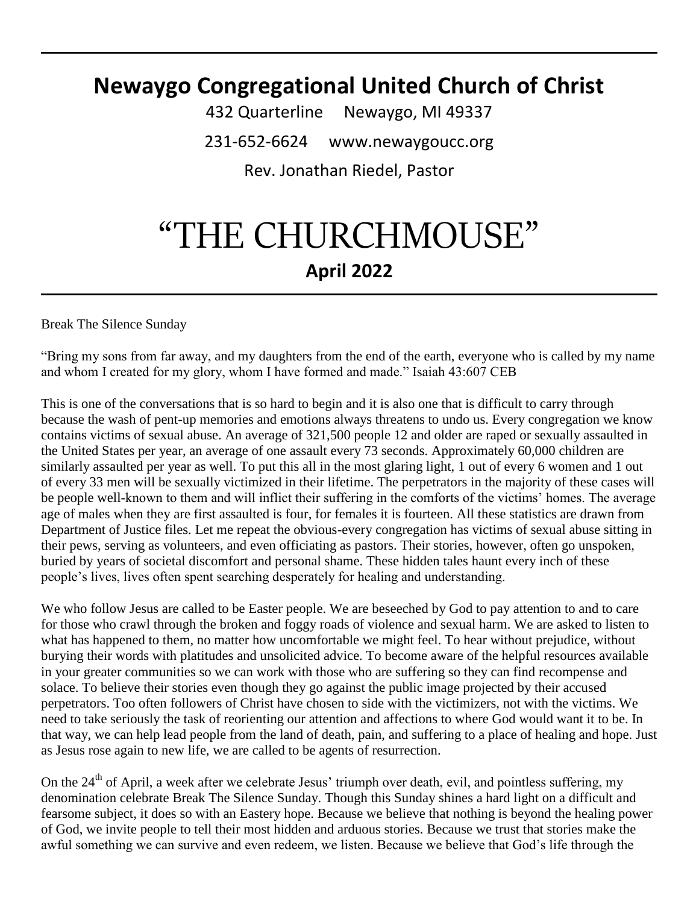# Newaygo Congregational United Church of Christ

432 Quarterline Newaygo, MI 49337

231-652-6624 www.newaygoucc.org

Rev. Jonathan Riedel, Pastor

# "THE CHURCHMOUSE"

## April 2022

Break The Silence Sunday

"Bring my sons from far away, and my daughters from the end of the earth, everyone who is called by my name and whom I created for my glory, whom I have formed and made." Isaiah 43:607 CEB

This is one of the conversations that is so hard to begin and it is also one that is difficult to carry through because the wash of pent-up memories and emotions always threatens to undo us. Every congregation we know contains victims of sexual abuse. An average of 321,500 people 12 and older are raped or sexually assaulted in the United States per year, an average of one assault every 73 seconds. Approximately 60,000 children are similarly assaulted per year as well. To put this all in the most glaring light, 1 out of every 6 women and 1 out of every 33 men will be sexually victimized in their lifetime. The perpetrators in the majority of these cases will be people well-known to them and will inflict their suffering in the comforts of the victims' homes. The average age of males when they are first assaulted is four, for females it is fourteen. All these statistics are drawn from Department of Justice files. Let me repeat the obvious-every congregation has victims of sexual abuse sitting in their pews, serving as volunteers, and even officiating as pastors. Their stories, however, often go unspoken, buried by years of societal discomfort and personal shame. These hidden tales haunt every inch of these people's lives, lives often spent searching desperately for healing and understanding.

We who follow Jesus are called to be Easter people. We are beseeched by God to pay attention to and to care for those who crawl through the broken and foggy roads of violence and sexual harm. We are asked to listen to what has happened to them, no matter how uncomfortable we might feel. To hear without prejudice, without burying their words with platitudes and unsolicited advice. To become aware of the helpful resources available in your greater communities so we can work with those who are suffering so they can find recompense and solace. To believe their stories even though they go against the public image projected by their accused perpetrators. Too often followers of Christ have chosen to side with the victimizers, not with the victims. We need to take seriously the task of reorienting our attention and affections to where God would want it to be. In that way, we can help lead people from the land of death, pain, and suffering to a place of healing and hope. Just as Jesus rose again to new life, we are called to be agents of resurrection.

On the 24th of April, a week after we celebrate Jesus' triumph over death, evil, and pointless suffering, my denomination celebrate Break The Silence Sunday. Though this Sunday shines a hard light on a difficult and fearsome subject, it does so with an Eastery hope. Because we believe that nothing is beyond the healing power of God, we invite people to tell their most hidden and arduous stories. Because we trust that stories make the awful something we can survive and even redeem, we listen. Because we believe that God's life through the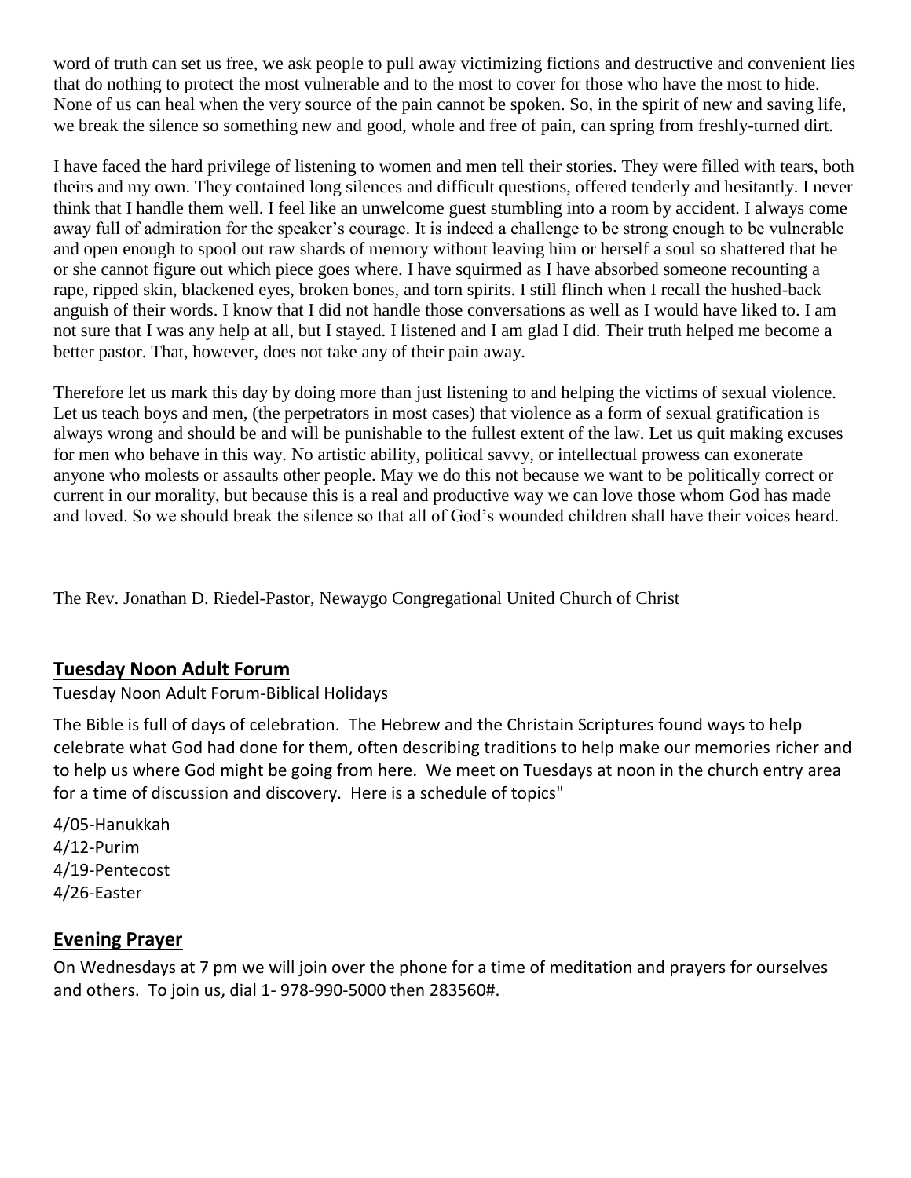word of truth can set us free, we ask people to pull away victimizing fictions and destructive and convenient lies that do nothing to protect the most vulnerable and to the most to cover for those who have the most to hide. None of us can heal when the very source of the pain cannot be spoken. So, in the spirit of new and saving life, we break the silence so something new and good, whole and free of pain, can spring from freshly-turned dirt.

I have faced the hard privilege of listening to women and men tell their stories. They were filled with tears, both theirs and my own. They contained long silences and difficult questions, offered tenderly and hesitantly. I never think that I handle them well. I feel like an unwelcome guest stumbling into a room by accident. I always come away full of admiration for the speaker's courage. It is indeed a challenge to be strong enough to be vulnerable and open enough to spool out raw shards of memory without leaving him or herself a soul so shattered that he or she cannot figure out which piece goes where. I have squirmed as I have absorbed someone recounting a rape, ripped skin, blackened eyes, broken bones, and torn spirits. I still flinch when I recall the hushed-back anguish of their words. I know that I did not handle those conversations as well as I would have liked to. I am not sure that I was any help at all, but I stayed. I listened and I am glad I did. Their truth helped me become a better pastor. That, however, does not take any of their pain away.

Therefore let us mark this day by doing more than just listening to and helping the victims of sexual violence. Let us teach boys and men, (the perpetrators in most cases) that violence as a form of sexual gratification is always wrong and should be and will be punishable to the fullest extent of the law. Let us quit making excuses for men who behave in this way. No artistic ability, political savvy, or intellectual prowess can exonerate anyone who molests or assaults other people. May we do this not because we want to be politically correct or current in our morality, but because this is a real and productive way we can love those whom God has made and loved. So we should break the silence so that all of God's wounded children shall have their voices heard.

The Rev. Jonathan D. Riedel-Pastor, Newaygo Congregational United Church of Christ

## Tuesday Noon Adult Forum

Tuesday Noon Adult Forum-Biblical Holidays

The Bible is full of days of celebration. The Hebrew and the Christain Scriptures found ways to help celebrate what God had done for them, often describing traditions to help make our memories richer and to help us where God might be going from here. We meet on Tuesdays at noon in the church entry area for a time of discussion and discovery. Here is a schedule of topics"

4/05-Hanukkah
4/12-Purim
4/19-Pentecost
4/26-Easter

## Evening Prayer

On Wednesdays at 7 pm we will join over the phone for a time of meditation and prayers for ourselves and others. To join us, dial 1- 978-990-5000 then 283560#.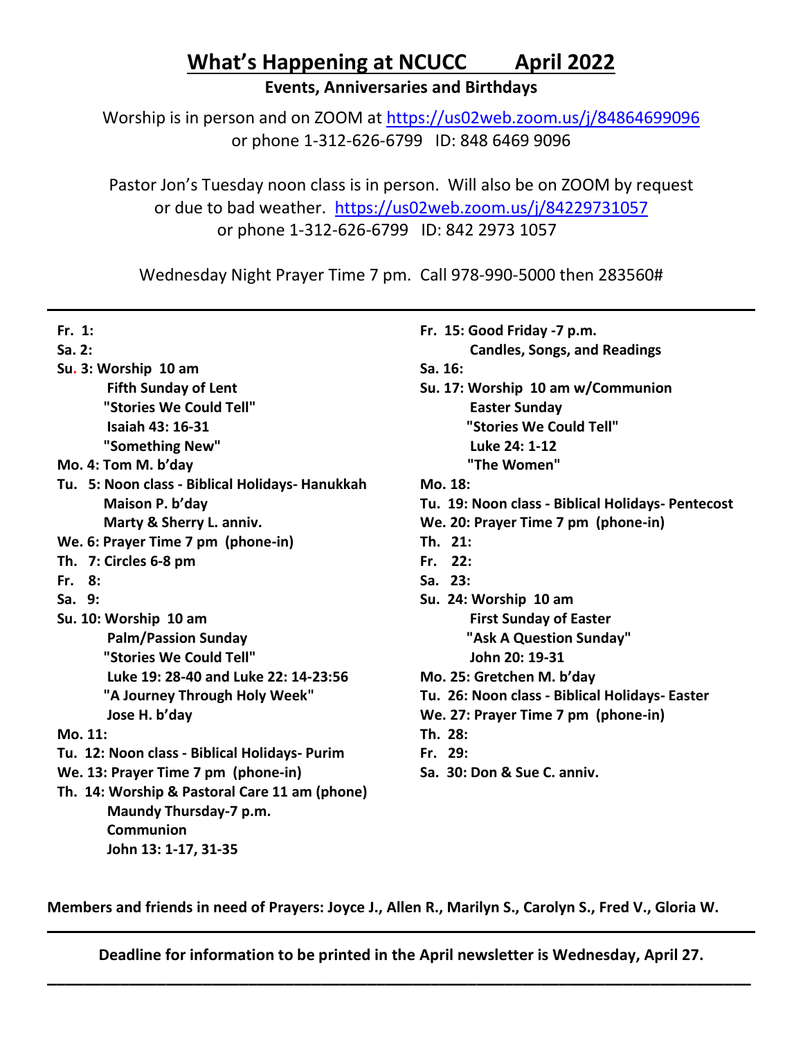# What's Happening at NCUCC April 2022

**Events, Anniversaries and Birthdays**

Worship is in person and on ZOOM at https://us02web.zoom.us/j/84864699096
or phone 1-312-626-6799 ID: 848 6469 9096

Pastor Jon's Tuesday noon class is in person. Will also be on ZOOM by request or due to bad weather. https://us02web.zoom.us/j/84229731057
or phone 1-312-626-6799 ID: 842 2973 1057

Wednesday Night Prayer Time 7 pm. Call 978-990-5000 then 283560#

---

**Fr. 1:**
**Sa. 2:**
**Su. 3: Worship 10 am**
**Fifth Sunday of Lent**
**"Stories We Could Tell"**
**Isaiah 43: 16-31**
**"Something New"**
**Mo. 4: Tom M. b'day**
**Tu. 5: Noon class - Biblical Holidays- Hanukkah**
**Maison P. b'day**
**Marty & Sherry L. anniv.**
**We. 6: Prayer Time 7 pm (phone-in)**
**Th. 7: Circles 6-8 pm**
**Fr. 8:**
**Sa. 9:**
**Su. 10: Worship 10 am**
**Palm/Passion Sunday**
**"Stories We Could Tell"**
**Luke 19: 28-40 and Luke 22: 14-23:56**
**"A Journey Through Holy Week"**
**Jose H. b'day**
**Mo. 11:**
**Tu. 12: Noon class - Biblical Holidays- Purim**
**We. 13: Prayer Time 7 pm (phone-in)**
**Th. 14: Worship & Pastoral Care 11 am (phone)**
**Maundy Thursday-7 p.m.**
**Communion**
**John 13: 1-17, 31-35**
**Fr. 15: Good Friday -7 p.m.**
**Candles, Songs, and Readings**
**Sa. 16:**
**Su. 17: Worship 10 am w/Communion**
**Easter Sunday**
**"Stories We Could Tell"**
**Luke 24: 1-12**
**"The Women"**
**Mo. 18:**
**Tu. 19: Noon class - Biblical Holidays- Pentecost**
**We. 20: Prayer Time 7 pm (phone-in)**
**Th. 21:**
**Fr. 22:**
**Sa. 23:**
**Su. 24: Worship 10 am**
**First Sunday of Easter**
**"Ask A Question Sunday"**
**John 20: 19-31**
**Mo. 25: Gretchen M. b'day**
**Tu. 26: Noon class - Biblical Holidays- Easter**
**We. 27: Prayer Time 7 pm (phone-in)**
**Th. 28:**
**Fr. 29:**
**Sa. 30: Don & Sue C. anniv.**

**Members and friends in need of Prayers: Joyce J., Allen R., Marilyn S., Carolyn S., Fred V., Gloria W.**

---

**Deadline for information to be printed in the April newsletter is Wednesday, April 27.**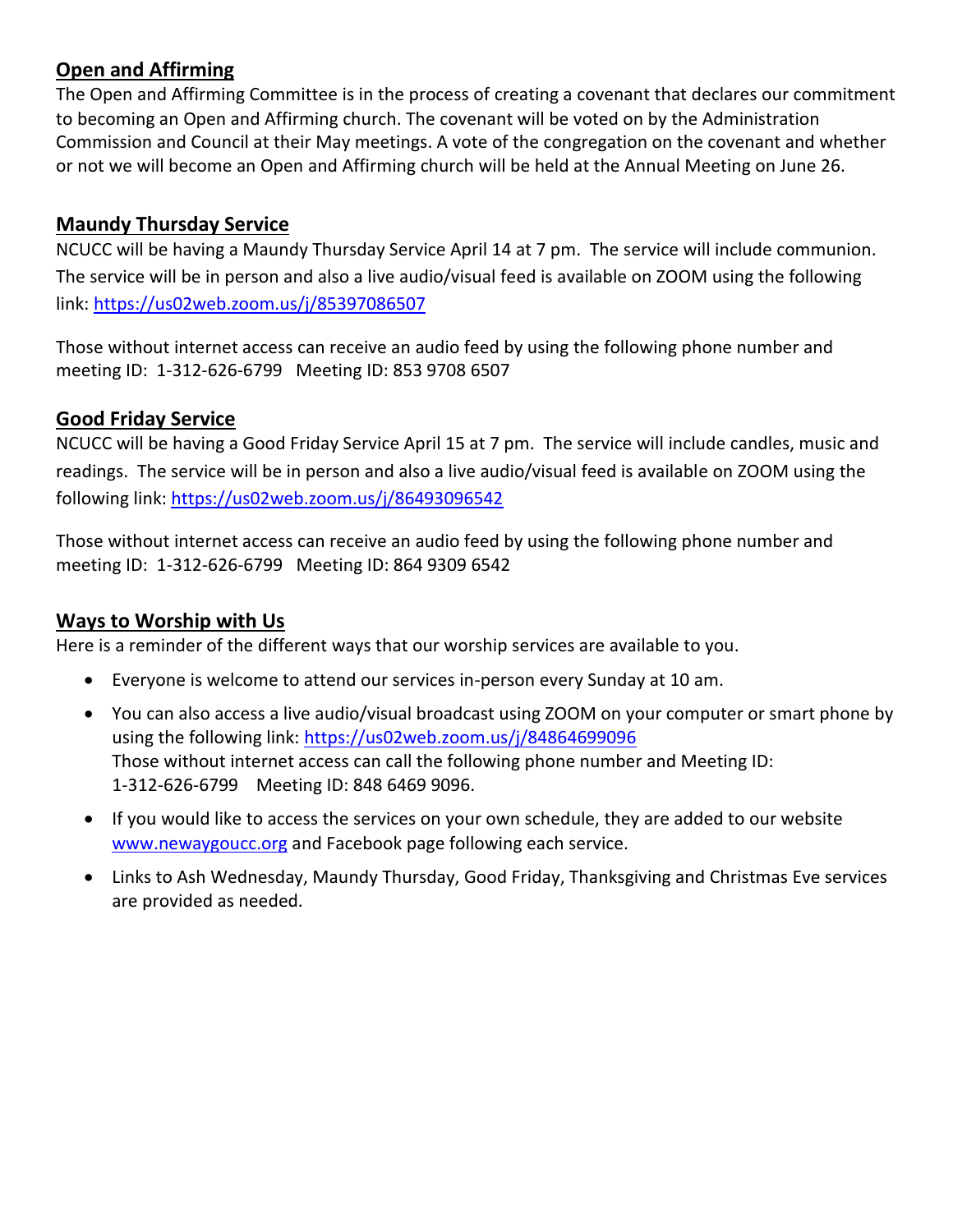## Open and Affirming

The Open and Affirming Committee is in the process of creating a covenant that declares our commitment to becoming an Open and Affirming church. The covenant will be voted on by the Administration Commission and Council at their May meetings. A vote of the congregation on the covenant and whether or not we will become an Open and Affirming church will be held at the Annual Meeting on June 26.

## Maundy Thursday Service

NCUCC will be having a Maundy Thursday Service April 14 at 7 pm. The service will include communion. The service will be in person and also a live audio/visual feed is available on ZOOM using the following link: https://us02web.zoom.us/j/85397086507

Those without internet access can receive an audio feed by using the following phone number and meeting ID: 1-312-626-6799 Meeting ID: 853 9708 6507

## Good Friday Service

NCUCC will be having a Good Friday Service April 15 at 7 pm. The service will include candles, music and readings. The service will be in person and also a live audio/visual feed is available on ZOOM using the following link: https://us02web.zoom.us/j/86493096542

Those without internet access can receive an audio feed by using the following phone number and meeting ID: 1-312-626-6799 Meeting ID: 864 9309 6542

## Ways to Worship with Us

Here is a reminder of the different ways that our worship services are available to you.

- Everyone is welcome to attend our services in-person every Sunday at 10 am.
- You can also access a live audio/visual broadcast using ZOOM on your computer or smart phone by using the following link: https://us02web.zoom.us/j/84864699096
  Those without internet access can call the following phone number and Meeting ID:
  1-312-626-6799 Meeting ID: 848 6469 9096.
- If you would like to access the services on your own schedule, they are added to our website www.newaygoucc.org and Facebook page following each service.
- Links to Ash Wednesday, Maundy Thursday, Good Friday, Thanksgiving and Christmas Eve services are provided as needed.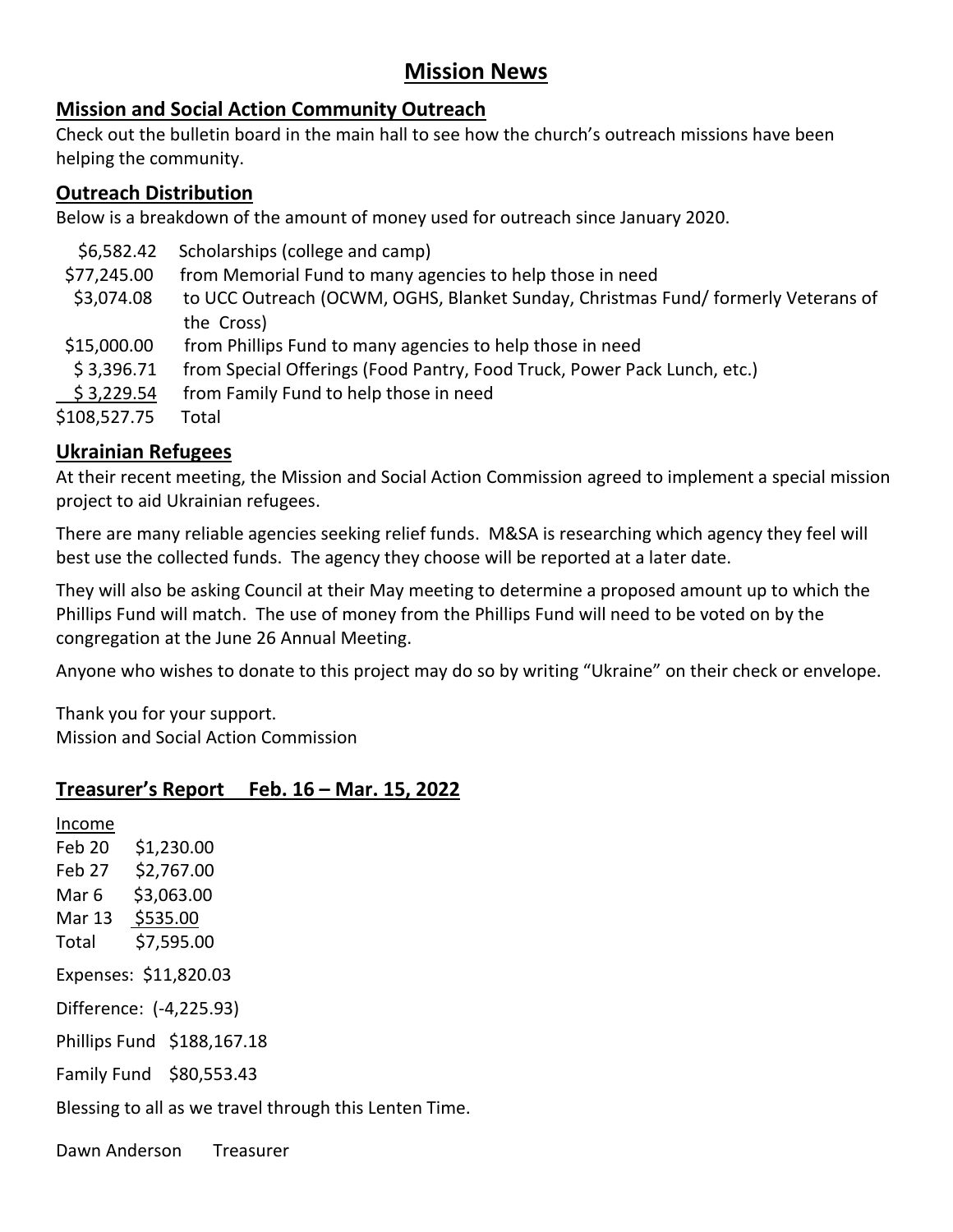# Mission News

## Mission and Social Action Community Outreach

Check out the bulletin board in the main hall to see how the church's outreach missions have been helping the community.

## Outreach Distribution

Below is a breakdown of the amount of money used for outreach since January 2020.

| | |
|---|---|
| $6,582.42 | Scholarships (college and camp) |
| $77,245.00 | from Memorial Fund to many agencies to help those in need |
| $3,074.08 | to UCC Outreach (OCWM, OGHS, Blanket Sunday, Christmas Fund/ formerly Veterans of the Cross) |
| $15,000.00 | from Phillips Fund to many agencies to help those in need |
| $ 3,396.71 | from Special Offerings (Food Pantry, Food Truck, Power Pack Lunch, etc.) |
| $ 3,229.54 | from Family Fund to help those in need |
| $108,527.75 | Total |

## Ukrainian Refugees

At their recent meeting, the Mission and Social Action Commission agreed to implement a special mission project to aid Ukrainian refugees.

There are many reliable agencies seeking relief funds. M&SA is researching which agency they feel will best use the collected funds. The agency they choose will be reported at a later date.

They will also be asking Council at their May meeting to determine a proposed amount up to which the Phillips Fund will match. The use of money from the Phillips Fund will need to be voted on by the congregation at the June 26 Annual Meeting.

Anyone who wishes to donate to this project may do so by writing "Ukraine" on their check or envelope.

Thank you for your support.
Mission and Social Action Commission

## Treasurer's Report Feb. 16 – Mar. 15, 2022

Income

| | |
|---|---|
| Feb 20 | $1,230.00 |
| Feb 27 | $2,767.00 |
| Mar 6 | $3,063.00 |
| Mar 13 | $535.00 |
| Total | $7,595.00 |

Expenses: $11,820.03

Difference: (-4,225.93)

Phillips Fund $188,167.18

Family Fund $80,553.43

Blessing to all as we travel through this Lenten Time.

Dawn Anderson Treasurer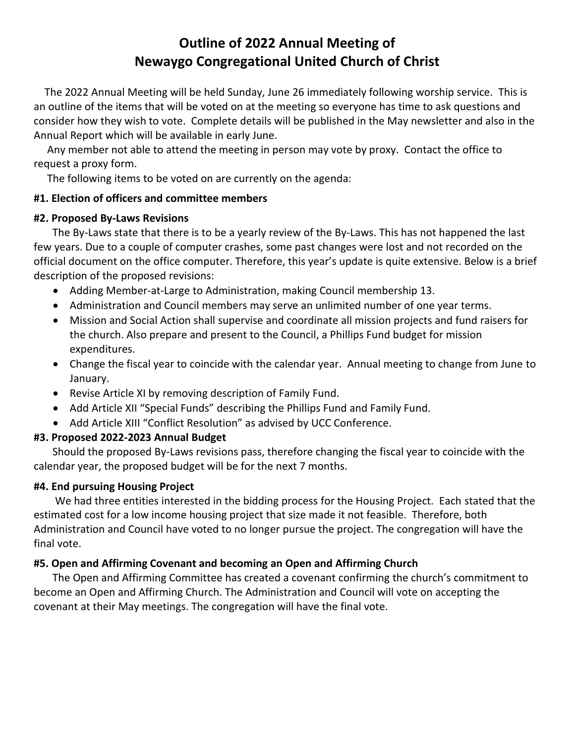# Outline of 2022 Annual Meeting of Newaygo Congregational United Church of Christ

The 2022 Annual Meeting will be held Sunday, June 26 immediately following worship service. This is an outline of the items that will be voted on at the meeting so everyone has time to ask questions and consider how they wish to vote. Complete details will be published in the May newsletter and also in the Annual Report which will be available in early June.

Any member not able to attend the meeting in person may vote by proxy. Contact the office to request a proxy form.

The following items to be voted on are currently on the agenda:

**#1. Election of officers and committee members**

**#2. Proposed By-Laws Revisions**

The By-Laws state that there is to be a yearly review of the By-Laws. This has not happened the last few years. Due to a couple of computer crashes, some past changes were lost and not recorded on the official document on the office computer. Therefore, this year's update is quite extensive. Below is a brief description of the proposed revisions:

- Adding Member-at-Large to Administration, making Council membership 13.
- Administration and Council members may serve an unlimited number of one year terms.
- Mission and Social Action shall supervise and coordinate all mission projects and fund raisers for the church. Also prepare and present to the Council, a Phillips Fund budget for mission expenditures.
- Change the fiscal year to coincide with the calendar year. Annual meeting to change from June to January.
- Revise Article XI by removing description of Family Fund.
- Add Article XII "Special Funds" describing the Phillips Fund and Family Fund.
- Add Article XIII "Conflict Resolution" as advised by UCC Conference.

**#3. Proposed 2022-2023 Annual Budget**

Should the proposed By-Laws revisions pass, therefore changing the fiscal year to coincide with the calendar year, the proposed budget will be for the next 7 months.

**#4. End pursuing Housing Project**

We had three entities interested in the bidding process for the Housing Project. Each stated that the estimated cost for a low income housing project that size made it not feasible. Therefore, both Administration and Council have voted to no longer pursue the project. The congregation will have the final vote.

**#5. Open and Affirming Covenant and becoming an Open and Affirming Church**

The Open and Affirming Committee has created a covenant confirming the church's commitment to become an Open and Affirming Church. The Administration and Council will vote on accepting the covenant at their May meetings. The congregation will have the final vote.